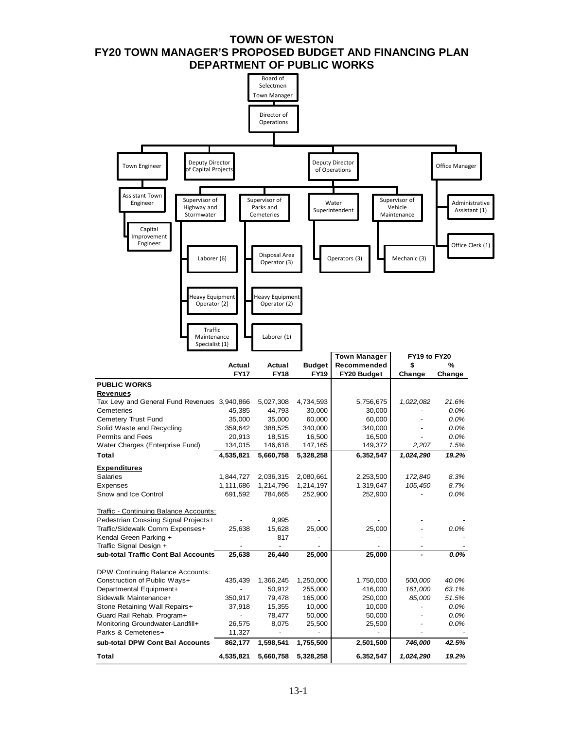# TOWN OF WESTON
## FY20 TOWN MANAGER'S PROPOSED BUDGET AND FINANCING PLAN
## DEPARTMENT OF PUBLIC WORKS

- Board of Selectmen / Town Manager
  - Director of Operations
    - Town Engineer
      - Assistant Town Engineer
        - Capital Improvement Engineer
    - Deputy Director of Capital Projects
    - Deputy Director of Operations
      - Supervisor of Highway and Stormwater
        - Laborer (6)
        - Heavy Equipment Operator (2)
        - Traffic Maintenance Specialist (1)
      - Supervisor of Parks and Cemeteries
        - Disposal Area Operator (3)
        - Heavy Equipment Operator (2)
        - Laborer (1)
      - Water Superintendent
        - Operators (3)
      - Supervisor of Vehicle Maintenance
        - Mechanic (3)
    - Office Manager
      - Administrative Assistant (1)
      - Office Clerk (1)

| | Actual FY17 | Actual FY18 | Budget FY19 | Town Manager Recommended FY20 Budget | FY19 to FY20 $ Change | FY19 to FY20 % Change |
|---|---|---|---|---|---|---|
| **PUBLIC WORKS** | | | | | | |
| **Revenues** | | | | | | |
| Tax Levy and General Fund Revenues | 3,940,866 | 5,027,308 | 4,734,593 | 5,756,675 | *1,022,082* | *21.6%* |
| Cemeteries | 45,385 | 44,793 | 30,000 | 30,000 | - | *0.0%* |
| Cemetery Trust Fund | 35,000 | 35,000 | 60,000 | 60,000 | - | *0.0%* |
| Solid Waste and Recycling | 359,642 | 388,525 | 340,000 | 340,000 | - | *0.0%* |
| Permits and Fees | 20,913 | 18,515 | 16,500 | 16,500 | - | *0.0%* |
| Water Charges (Enterprise Fund) | 134,015 | 146,618 | 147,165 | 149,372 | *2,207* | *1.5%* |
| **Total** | **4,535,821** | **5,660,758** | **5,328,258** | **6,352,547** | ***1,024,290*** | ***19.2%*** |
| **Expenditures** | | | | | | |
| Salaries | 1,844,727 | 2,036,315 | 2,080,661 | 2,253,500 | *172,840* | *8.3%* |
| Expenses | 1,111,686 | 1,214,796 | 1,214,197 | 1,319,647 | *105,450* | *8.7%* |
| Snow and Ice Control | 691,592 | 784,665 | 252,900 | 252,900 | - | *0.0%* |
| Traffic - Continuing Balance Accounts: | | | | | | |
| Pedestrian Crossing Signal Projects+ | - | 9,995 | - | - | - | - |
| Traffic/Sidewalk Comm Expenses+ | 25,638 | 15,628 | 25,000 | 25,000 | - | *0.0%* |
| Kendal Green Parking + | - | 817 | - | - | - | - |
| Traffic Signal Design + | - | - | - | - | - | - |
| **sub-total Traffic Cont Bal Accounts** | **25,638** | **26,440** | **25,000** | **25,000** | **-** | ***0.0%*** |
| DPW Continuing Balance Accounts: | | | | | | |
| Construction of Public Ways+ | 435,439 | 1,366,245 | 1,250,000 | 1,750,000 | *500,000* | *40.0%* |
| Departmental Equipment+ | - | 50,912 | 255,000 | 416,000 | *161,000* | *63.1%* |
| Sidewalk Maintenance+ | 350,917 | 79,478 | 165,000 | 250,000 | *85,000* | *51.5%* |
| Stone Retaining Wall Repairs+ | 37,918 | 15,355 | 10,000 | 10,000 | - | *0.0%* |
| Guard Rail Rehab. Program+ | - | 78,477 | 50,000 | 50,000 | - | *0.0%* |
| Monitoring Groundwater-Landfill+ | 26,575 | 8,075 | 25,500 | 25,500 | - | *0.0%* |
| Parks & Cemeteries+ | 11,327 | - | - | - | - | - |
| **sub-total DPW Cont Bal Accounts** | **862,177** | **1,598,541** | **1,755,500** | **2,501,500** | ***746,000*** | ***42.5%*** |
| **Total** | **4,535,821** | **5,660,758** | **5,328,258** | **6,352,547** | ***1,024,290*** | ***19.2%*** |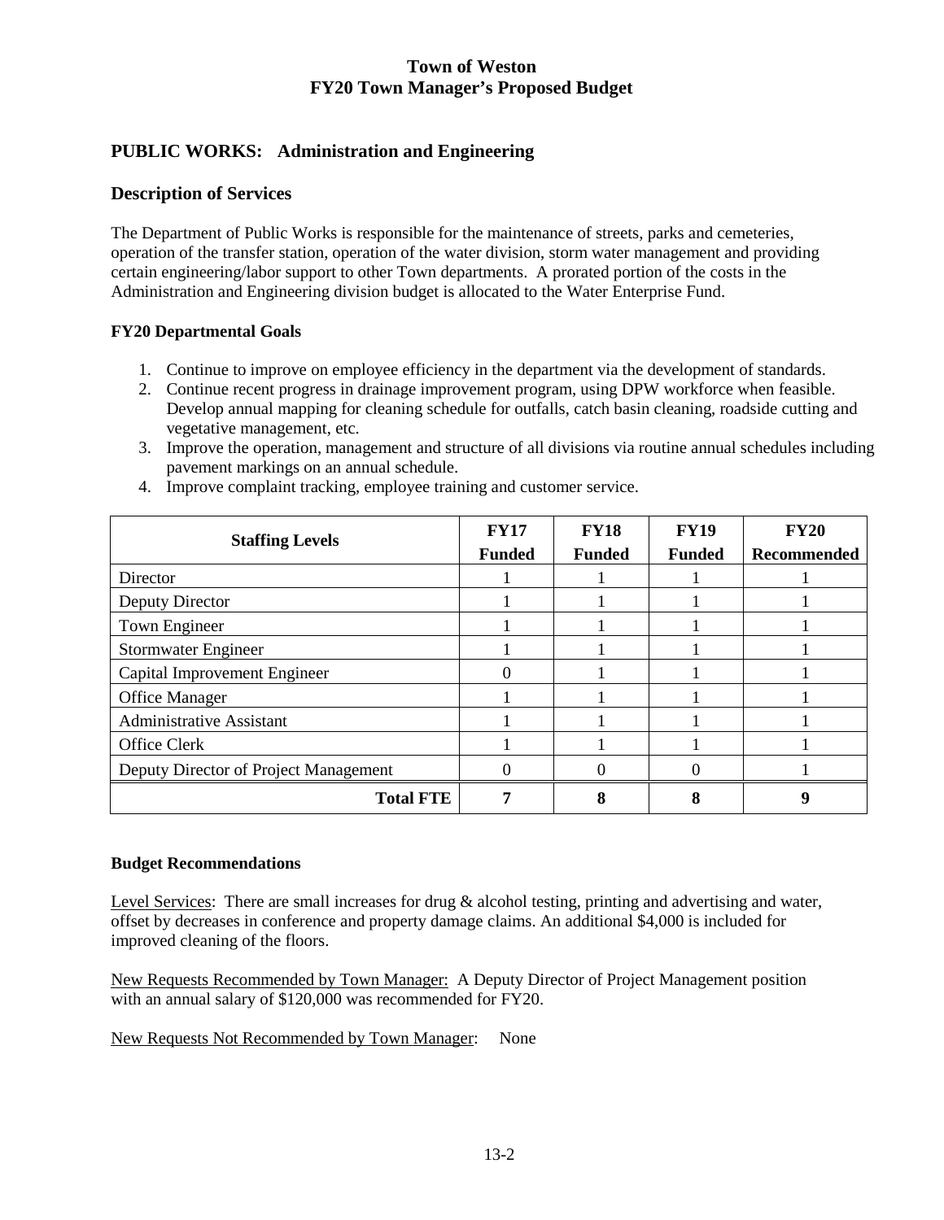# Town of Weston
## FY20 Town Manager's Proposed Budget

## PUBLIC WORKS: Administration and Engineering

## Description of Services

The Department of Public Works is responsible for the maintenance of streets, parks and cemeteries, operation of the transfer station, operation of the water division, storm water management and providing certain engineering/labor support to other Town departments. A prorated portion of the costs in the Administration and Engineering division budget is allocated to the Water Enterprise Fund.

### FY20 Departmental Goals

1. Continue to improve on employee efficiency in the department via the development of standards.
2. Continue recent progress in drainage improvement program, using DPW workforce when feasible. Develop annual mapping for cleaning schedule for outfalls, catch basin cleaning, roadside cutting and vegetative management, etc.
3. Improve the operation, management and structure of all divisions via routine annual schedules including pavement markings on an annual schedule.
4. Improve complaint tracking, employee training and customer service.

| Staffing Levels | FY17 Funded | FY18 Funded | FY19 Funded | FY20 Recommended |
|---|---|---|---|---|
| Director | 1 | 1 | 1 | 1 |
| Deputy Director | 1 | 1 | 1 | 1 |
| Town Engineer | 1 | 1 | 1 | 1 |
| Stormwater Engineer | 1 | 1 | 1 | 1 |
| Capital Improvement Engineer | 0 | 1 | 1 | 1 |
| Office Manager | 1 | 1 | 1 | 1 |
| Administrative Assistant | 1 | 1 | 1 | 1 |
| Office Clerk | 1 | 1 | 1 | 1 |
| Deputy Director of Project Management | 0 | 0 | 0 | 1 |
| **Total FTE** | **7** | **8** | **8** | **9** |

### Budget Recommendations

Level Services: There are small increases for drug & alcohol testing, printing and advertising and water, offset by decreases in conference and property damage claims. An additional $4,000 is included for improved cleaning of the floors.

New Requests Recommended by Town Manager: A Deputy Director of Project Management position with an annual salary of $120,000 was recommended for FY20.

New Requests Not Recommended by Town Manager: None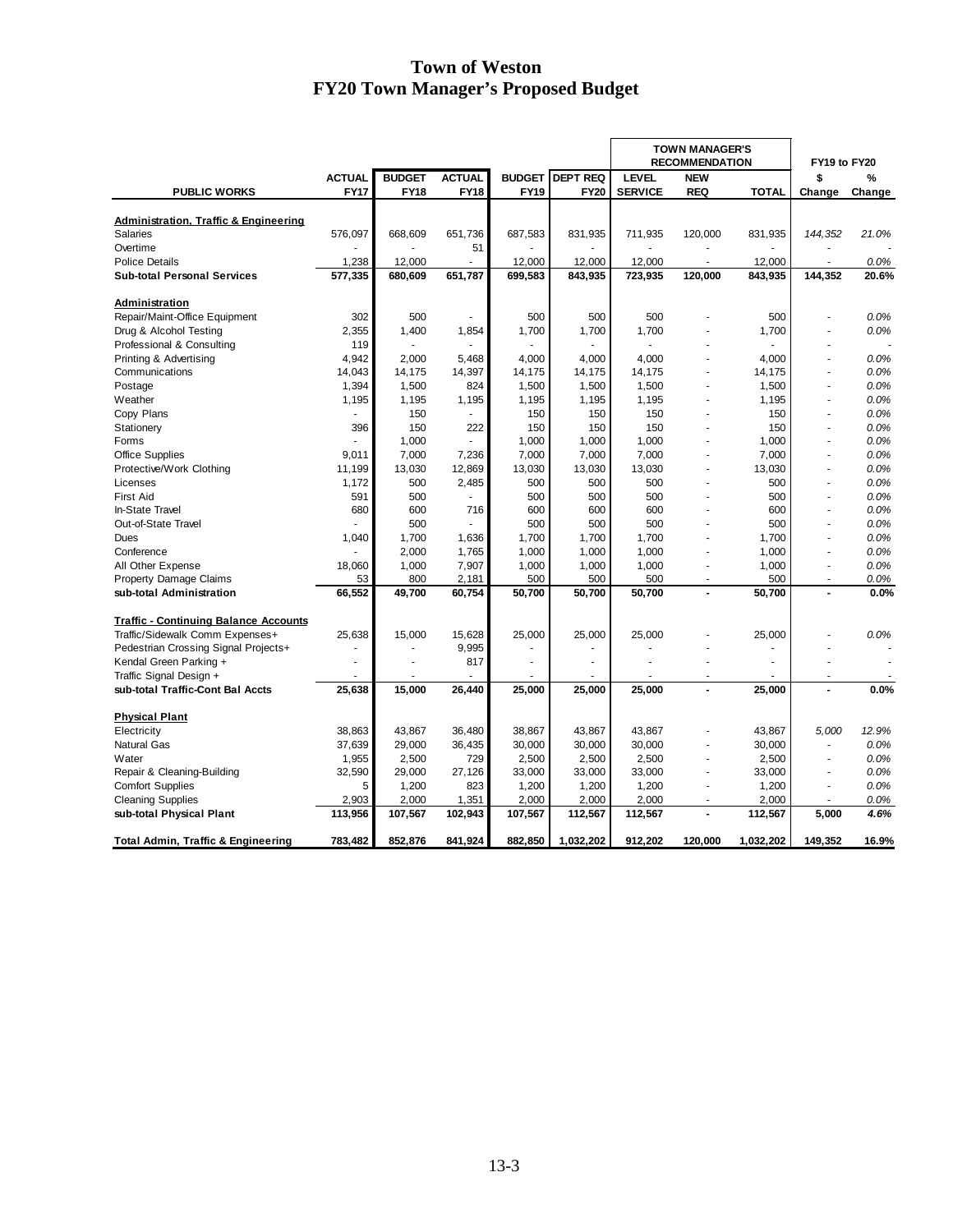# Town of Weston
# FY20 Town Manager's Proposed Budget

| PUBLIC WORKS | ACTUAL FY17 | BUDGET FY18 | ACTUAL FY18 | BUDGET FY19 | DEPT REQ FY20 | TOWN MANAGER'S RECOMMENDATION LEVEL SERVICE | NEW REQ | TOTAL | FY19 to FY20 $ Change | % Change |
|---|---|---|---|---|---|---|---|---|---|---|
| **Administration, Traffic & Engineering** | | | | | | | | | | |
| Salaries | 576,097 | 668,609 | 651,736 | 687,583 | 831,935 | 711,935 | 120,000 | 831,935 | *144,352* | *21.0%* |
| Overtime | - | - | 51 | - | - | - | - | - | - | - |
| Police Details | 1,238 | 12,000 | - | 12,000 | 12,000 | 12,000 | - | 12,000 | - | *0.0%* |
| **Sub-total Personal Services** | **577,335** | **680,609** | **651,787** | **699,583** | **843,935** | **723,935** | **120,000** | **843,935** | **144,352** | **20.6%** |
| **Administration** | | | | | | | | | | |
| Repair/Maint-Office Equipment | 302 | 500 | - | 500 | 500 | 500 | - | 500 | - | *0.0%* |
| Drug & Alcohol Testing | 2,355 | 1,400 | 1,854 | 1,700 | 1,700 | 1,700 | - | 1,700 | - | *0.0%* |
| Professional & Consulting | 119 | - | - | - | - | - | - | - | - | - |
| Printing & Advertising | 4,942 | 2,000 | 5,468 | 4,000 | 4,000 | 4,000 | - | 4,000 | - | *0.0%* |
| Communications | 14,043 | 14,175 | 14,397 | 14,175 | 14,175 | 14,175 | - | 14,175 | - | *0.0%* |
| Postage | 1,394 | 1,500 | 824 | 1,500 | 1,500 | 1,500 | - | 1,500 | - | *0.0%* |
| Weather | 1,195 | 1,195 | 1,195 | 1,195 | 1,195 | 1,195 | - | 1,195 | - | *0.0%* |
| Copy Plans | - | 150 | - | 150 | 150 | 150 | - | 150 | - | *0.0%* |
| Stationery | 396 | 150 | 222 | 150 | 150 | 150 | - | 150 | - | *0.0%* |
| Forms | - | 1,000 | - | 1,000 | 1,000 | 1,000 | - | 1,000 | - | *0.0%* |
| Office Supplies | 9,011 | 7,000 | 7,236 | 7,000 | 7,000 | 7,000 | - | 7,000 | - | *0.0%* |
| Protective/Work Clothing | 11,199 | 13,030 | 12,869 | 13,030 | 13,030 | 13,030 | - | 13,030 | - | *0.0%* |
| Licenses | 1,172 | 500 | 2,485 | 500 | 500 | 500 | - | 500 | - | *0.0%* |
| First Aid | 591 | 500 | - | 500 | 500 | 500 | - | 500 | - | *0.0%* |
| In-State Travel | 680 | 600 | 716 | 600 | 600 | 600 | - | 600 | - | *0.0%* |
| Out-of-State Travel | - | 500 | - | 500 | 500 | 500 | - | 500 | - | *0.0%* |
| Dues | 1,040 | 1,700 | 1,636 | 1,700 | 1,700 | 1,700 | - | 1,700 | - | *0.0%* |
| Conference | - | 2,000 | 1,765 | 1,000 | 1,000 | 1,000 | - | 1,000 | - | *0.0%* |
| All Other Expense | 18,060 | 1,000 | 7,907 | 1,000 | 1,000 | 1,000 | - | 1,000 | - | *0.0%* |
| Property Damage Claims | 53 | 800 | 2,181 | 500 | 500 | 500 | - | 500 | - | *0.0%* |
| **sub-total Administration** | **66,552** | **49,700** | **60,754** | **50,700** | **50,700** | **50,700** | **-** | **50,700** | **-** | **0.0%** |
| **Traffic - Continuing Balance Accounts** | | | | | | | | | | |
| Traffic/Sidewalk Comm Expenses+ | 25,638 | 15,000 | 15,628 | 25,000 | 25,000 | 25,000 | - | 25,000 | - | *0.0%* |
| Pedestrian Crossing Signal Projects+ | - | - | 9,995 | - | - | - | - | - | - | - |
| Kendal Green Parking + | - | - | 817 | - | - | - | - | - | - | - |
| Traffic Signal Design + | - | - | - | - | - | - | - | - | - | - |
| **sub-total Traffic-Cont Bal Accts** | **25,638** | **15,000** | **26,440** | **25,000** | **25,000** | **25,000** | **-** | **25,000** | **-** | **0.0%** |
| **Physical Plant** | | | | | | | | | | |
| Electricity | 38,863 | 43,867 | 36,480 | 38,867 | 43,867 | 43,867 | - | 43,867 | *5,000* | *12.9%* |
| Natural Gas | 37,639 | 29,000 | 36,435 | 30,000 | 30,000 | 30,000 | - | 30,000 | - | *0.0%* |
| Water | 1,955 | 2,500 | 729 | 2,500 | 2,500 | 2,500 | - | 2,500 | - | *0.0%* |
| Repair & Cleaning-Building | 32,590 | 29,000 | 27,126 | 33,000 | 33,000 | 33,000 | - | 33,000 | - | *0.0%* |
| Comfort Supplies | 5 | 1,200 | 823 | 1,200 | 1,200 | 1,200 | - | 1,200 | - | *0.0%* |
| Cleaning Supplies | 2,903 | 2,000 | 1,351 | 2,000 | 2,000 | 2,000 | - | 2,000 | - | *0.0%* |
| **sub-total Physical Plant** | **113,956** | **107,567** | **102,943** | **107,567** | **112,567** | **112,567** | **-** | **112,567** | **5,000** | **4.6%** |
| **Total Admin, Traffic & Engineering** | **783,482** | **852,876** | **841,924** | **882,850** | **1,032,202** | **912,202** | **120,000** | **1,032,202** | **149,352** | **16.9%** |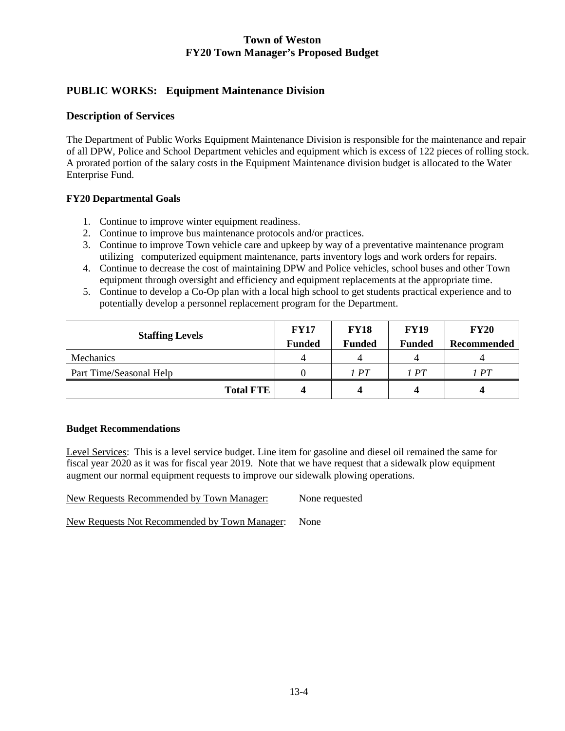**Town of Weston**
**FY20 Town Manager's Proposed Budget**

## PUBLIC WORKS: Equipment Maintenance Division

## Description of Services

The Department of Public Works Equipment Maintenance Division is responsible for the maintenance and repair of all DPW, Police and School Department vehicles and equipment which is excess of 122 pieces of rolling stock. A prorated portion of the salary costs in the Equipment Maintenance division budget is allocated to the Water Enterprise Fund.

### FY20 Departmental Goals

1. Continue to improve winter equipment readiness.
2. Continue to improve bus maintenance protocols and/or practices.
3. Continue to improve Town vehicle care and upkeep by way of a preventative maintenance program utilizing computerized equipment maintenance, parts inventory logs and work orders for repairs.
4. Continue to decrease the cost of maintaining DPW and Police vehicles, school buses and other Town equipment through oversight and efficiency and equipment replacements at the appropriate time.
5. Continue to develop a Co-Op plan with a local high school to get students practical experience and to potentially develop a personnel replacement program for the Department.

| Staffing Levels | FY17 Funded | FY18 Funded | FY19 Funded | FY20 Recommended |
|---|---|---|---|---|
| Mechanics | 4 | 4 | 4 | 4 |
| Part Time/Seasonal Help | 0 | *1 PT* | *1 PT* | *1 PT* |
| **Total FTE** | **4** | **4** | **4** | **4** |

### Budget Recommendations

Level Services: This is a level service budget. Line item for gasoline and diesel oil remained the same for fiscal year 2020 as it was for fiscal year 2019. Note that we have request that a sidewalk plow equipment augment our normal equipment requests to improve our sidewalk plowing operations.

New Requests Recommended by Town Manager: None requested

New Requests Not Recommended by Town Manager: None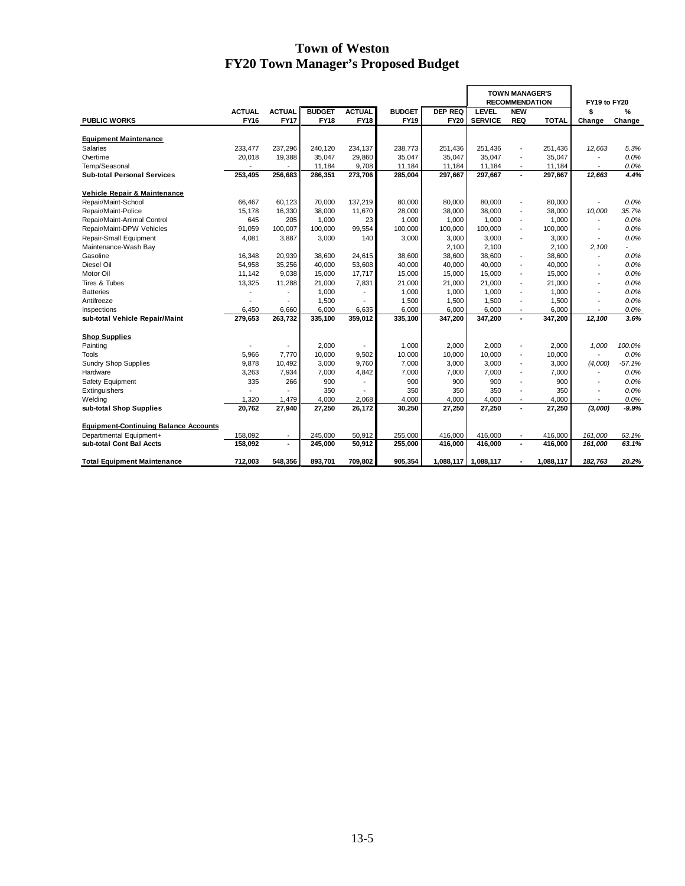# Town of Weston
# FY20 Town Manager's Proposed Budget

| PUBLIC WORKS | ACTUAL FY16 | ACTUAL FY17 | BUDGET FY18 | ACTUAL FY18 | BUDGET FY19 | DEP REQ FY20 | TOWN MANAGER'S RECOMMENDATION LEVEL SERVICE | NEW REQ | TOTAL | FY19 to FY20 $ Change | % Change |
|---|---|---|---|---|---|---|---|---|---|---|---|
| **Equipment Maintenance** | | | | | | | | | | | |
| Salaries | 233,477 | 237,296 | 240,120 | 234,137 | 238,773 | 251,436 | 251,436 | - | 251,436 | *12,663* | *5.3%* |
| Overtime | 20,018 | 19,388 | 35,047 | 29,860 | 35,047 | 35,047 | 35,047 | - | 35,047 | - | *0.0%* |
| Temp/Seasonal | - | - | 11,184 | 9,708 | 11,184 | 11,184 | 11,184 | - | 11,184 | - | *0.0%* |
| **Sub-total Personal Services** | **253,495** | **256,683** | **286,351** | **273,706** | **285,004** | **297,667** | **297,667** | **-** | **297,667** | ***12,663*** | ***4.4%*** |
| **Vehicle Repair & Maintenance** | | | | | | | | | | | |
| Repair/Maint-School | 66,467 | 60,123 | 70,000 | 137,219 | 80,000 | 80,000 | 80,000 | - | 80,000 | - | *0.0%* |
| Repair/Maint-Police | 15,178 | 16,330 | 38,000 | 11,670 | 28,000 | 38,000 | 38,000 | - | 38,000 | *10,000* | *35.7%* |
| Repair/Maint-Animal Control | 645 | 205 | 1,000 | 23 | 1,000 | 1,000 | 1,000 | - | 1,000 | - | *0.0%* |
| Repair/Maint-DPW Vehicles | 91,059 | 100,007 | 100,000 | 99,554 | 100,000 | 100,000 | 100,000 | - | 100,000 | - | *0.0%* |
| Repair-Small Equipment | 4,081 | 3,887 | 3,000 | 140 | 3,000 | 3,000 | 3,000 | - | 3,000 | - | *0.0%* |
| Maintenance-Wash Bay | | | | | | 2,100 | 2,100 | | 2,100 | *2,100* | - |
| Gasoline | 16,348 | 20,939 | 38,600 | 24,615 | 38,600 | 38,600 | 38,600 | - | 38,600 | - | *0.0%* |
| Diesel Oil | 54,958 | 35,256 | 40,000 | 53,608 | 40,000 | 40,000 | 40,000 | - | 40,000 | - | *0.0%* |
| Motor Oil | 11,142 | 9,038 | 15,000 | 17,717 | 15,000 | 15,000 | 15,000 | - | 15,000 | - | *0.0%* |
| Tires & Tubes | 13,325 | 11,288 | 21,000 | 7,831 | 21,000 | 21,000 | 21,000 | - | 21,000 | - | *0.0%* |
| Batteries | - | - | 1,000 | - | 1,000 | 1,000 | 1,000 | - | 1,000 | - | *0.0%* |
| Antifreeze | - | - | 1,500 | - | 1,500 | 1,500 | 1,500 | - | 1,500 | - | *0.0%* |
| Inspections | 6,450 | 6,660 | 6,000 | 6,635 | 6,000 | 6,000 | 6,000 | - | 6,000 | - | *0.0%* |
| **sub-total Vehicle Repair/Maint** | **279,653** | **263,732** | **335,100** | **359,012** | **335,100** | **347,200** | **347,200** | **-** | **347,200** | ***12,100*** | ***3.6%*** |
| **Shop Supplies** | | | | | | | | | | | |
| Painting | - | - | 2,000 | - | 1,000 | 2,000 | 2,000 | - | 2,000 | *1,000* | *100.0%* |
| Tools | 5,966 | 7,770 | 10,000 | 9,502 | 10,000 | 10,000 | 10,000 | - | 10,000 | - | *0.0%* |
| Sundry Shop Supplies | 9,878 | 10,492 | 3,000 | 9,760 | 7,000 | 3,000 | 3,000 | - | 3,000 | *(4,000)* | *-57.1%* |
| Hardware | 3,263 | 7,934 | 7,000 | 4,842 | 7,000 | 7,000 | 7,000 | - | 7,000 | - | *0.0%* |
| Safety Equipment | 335 | 266 | 900 | - | 900 | 900 | 900 | - | 900 | - | *0.0%* |
| Extinguishers | - | - | 350 | - | 350 | 350 | 350 | - | 350 | - | *0.0%* |
| Welding | 1,320 | 1,479 | 4,000 | 2,068 | 4,000 | 4,000 | 4,000 | - | 4,000 | - | *0.0%* |
| **sub-total Shop Supplies** | **20,762** | **27,940** | **27,250** | **26,172** | **30,250** | **27,250** | **27,250** | **-** | **27,250** | ***(3,000)*** | ***-9.9%*** |
| **Equipment-Continuing Balance Accounts** | | | | | | | | | | | |
| Departmental Equipment+ | 158,092 | - | 245,000 | 50,912 | 255,000 | 416,000 | 416,000 | - | 416,000 | *161,000* | *63.1%* |
| **sub-total Cont Bal Accts** | **158,092** | **-** | **245,000** | **50,912** | **255,000** | **416,000** | **416,000** | **-** | **416,000** | ***161,000*** | ***63.1%*** |
| **Total Equipment Maintenance** | **712,003** | **548,356** | **893,701** | **709,802** | **905,354** | **1,088,117** | **1,088,117** | **-** | **1,088,117** | ***182,763*** | ***20.2%*** |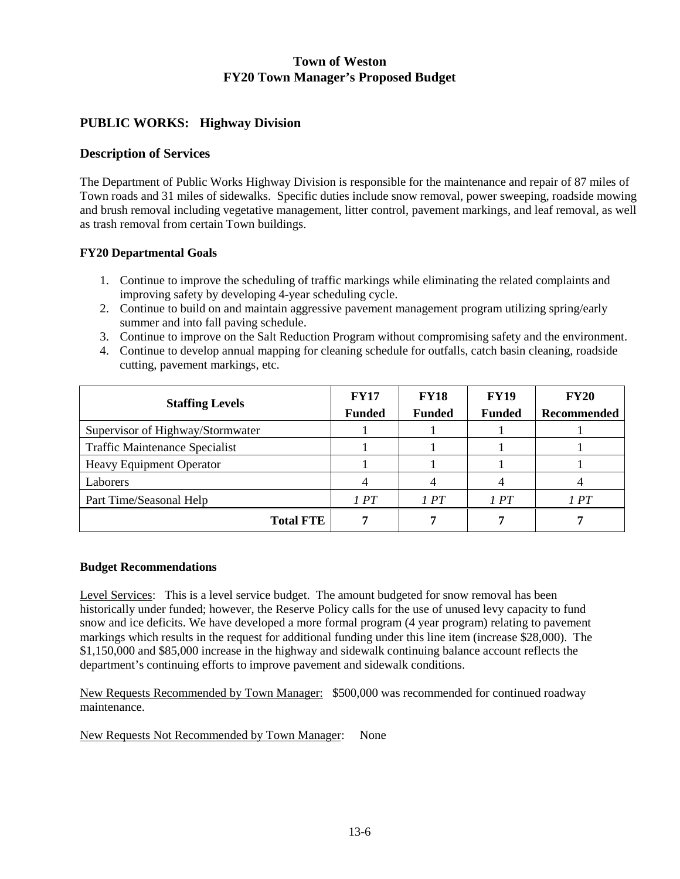# Town of Weston
# FY20 Town Manager's Proposed Budget

## PUBLIC WORKS: Highway Division

## Description of Services

The Department of Public Works Highway Division is responsible for the maintenance and repair of 87 miles of Town roads and 31 miles of sidewalks. Specific duties include snow removal, power sweeping, roadside mowing and brush removal including vegetative management, litter control, pavement markings, and leaf removal, as well as trash removal from certain Town buildings.

### FY20 Departmental Goals

1. Continue to improve the scheduling of traffic markings while eliminating the related complaints and improving safety by developing 4-year scheduling cycle.
2. Continue to build on and maintain aggressive pavement management program utilizing spring/early summer and into fall paving schedule.
3. Continue to improve on the Salt Reduction Program without compromising safety and the environment.
4. Continue to develop annual mapping for cleaning schedule for outfalls, catch basin cleaning, roadside cutting, pavement markings, etc.

| Staffing Levels | FY17 Funded | FY18 Funded | FY19 Funded | FY20 Recommended |
|---|---|---|---|---|
| Supervisor of Highway/Stormwater | 1 | 1 | 1 | 1 |
| Traffic Maintenance Specialist | 1 | 1 | 1 | 1 |
| Heavy Equipment Operator | 1 | 1 | 1 | 1 |
| Laborers | 4 | 4 | 4 | 4 |
| Part Time/Seasonal Help | *1 PT* | *1 PT* | *1 PT* | *1 PT* |
| **Total FTE** | **7** | **7** | **7** | **7** |

### Budget Recommendations

Level Services: This is a level service budget. The amount budgeted for snow removal has been historically under funded; however, the Reserve Policy calls for the use of unused levy capacity to fund snow and ice deficits. We have developed a more formal program (4 year program) relating to pavement markings which results in the request for additional funding under this line item (increase $28,000). The $1,150,000 and $85,000 increase in the highway and sidewalk continuing balance account reflects the department's continuing efforts to improve pavement and sidewalk conditions.

New Requests Recommended by Town Manager: $500,000 was recommended for continued roadway maintenance.

New Requests Not Recommended by Town Manager: None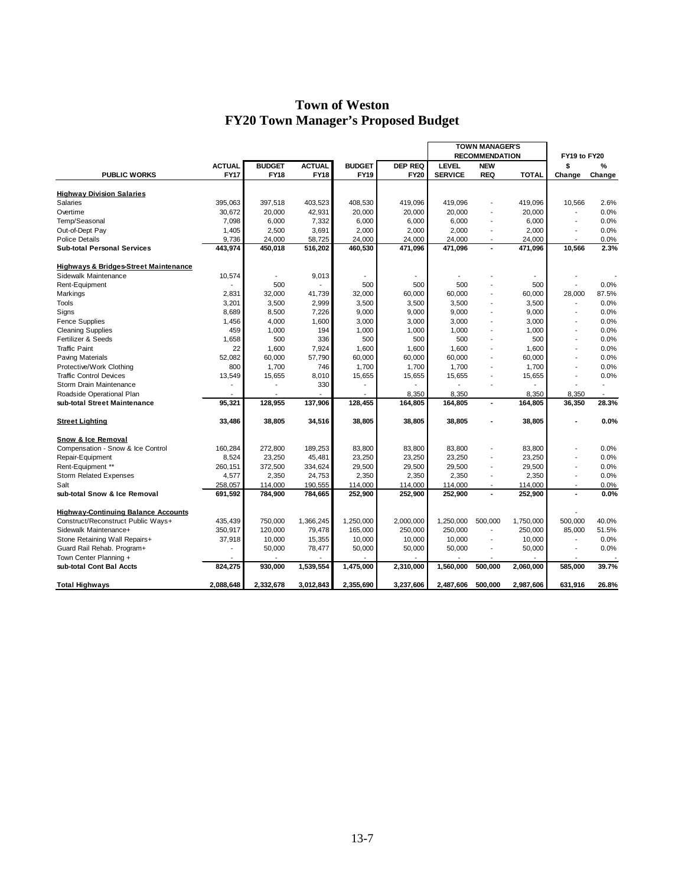# Town of Weston
## FY20 Town Manager's Proposed Budget

| PUBLIC WORKS | ACTUAL FY17 | BUDGET FY18 | ACTUAL FY18 | BUDGET FY19 | DEP REQ FY20 | TOWN MANAGER'S RECOMMENDATION LEVEL SERVICE | NEW REQ | TOTAL | FY19 to FY20 $ Change | % Change |
|---|---|---|---|---|---|---|---|---|---|---|
| **Highway Division Salaries** | | | | | | | | | | |
| Salaries | 395,063 | 397,518 | 403,523 | 408,530 | 419,096 | 419,096 | - | 419,096 | 10,566 | 2.6% |
| Overtime | 30,672 | 20,000 | 42,931 | 20,000 | 20,000 | 20,000 | - | 20,000 | - | 0.0% |
| Temp/Seasonal | 7,098 | 6,000 | 7,332 | 6,000 | 6,000 | 6,000 | - | 6,000 | - | 0.0% |
| Out-of-Dept Pay | 1,405 | 2,500 | 3,691 | 2,000 | 2,000 | 2,000 | - | 2,000 | - | 0.0% |
| Police Details | 9,736 | 24,000 | 58,725 | 24,000 | 24,000 | 24,000 | - | 24,000 | - | 0.0% |
| **Sub-total Personal Services** | **443,974** | **450,018** | **516,202** | **460,530** | **471,096** | **471,096** | **-** | **471,096** | **10,566** | **2.3%** |
| **Highways & Bridges-Street Maintenance** | | | | | | | | | | |
| Sidewalk Maintenance | 10,574 | - | 9,013 | - | - | - | - | - | - | - |
| Rent-Equipment | - | 500 | - | 500 | 500 | 500 | - | 500 | - | 0.0% |
| Markings | 2,831 | 32,000 | 41,739 | 32,000 | 60,000 | 60,000 | - | 60,000 | 28,000 | 87.5% |
| Tools | 3,201 | 3,500 | 2,999 | 3,500 | 3,500 | 3,500 | - | 3,500 | - | 0.0% |
| Signs | 8,689 | 8,500 | 7,226 | 9,000 | 9,000 | 9,000 | - | 9,000 | - | 0.0% |
| Fence Supplies | 1,456 | 4,000 | 1,600 | 3,000 | 3,000 | 3,000 | - | 3,000 | - | 0.0% |
| Cleaning Supplies | 459 | 1,000 | 194 | 1,000 | 1,000 | 1,000 | - | 1,000 | - | 0.0% |
| Fertilizer & Seeds | 1,658 | 500 | 336 | 500 | 500 | 500 | - | 500 | - | 0.0% |
| Traffic Paint | 22 | 1,600 | 7,924 | 1,600 | 1,600 | 1,600 | - | 1,600 | - | 0.0% |
| Paving Materials | 52,082 | 60,000 | 57,790 | 60,000 | 60,000 | 60,000 | - | 60,000 | - | 0.0% |
| Protective/Work Clothing | 800 | 1,700 | 746 | 1,700 | 1,700 | 1,700 | - | 1,700 | - | 0.0% |
| Traffic Control Devices | 13,549 | 15,655 | 8,010 | 15,655 | 15,655 | 15,655 | - | 15,655 | - | 0.0% |
| Storm Drain Maintenance | - | - | 330 | - | - | - | - | - | - | - |
| Roadside Operational Plan | - | - | - | - | 8,350 | 8,350 | | 8,350 | 8,350 | - |
| **sub-total Street Maintenance** | **95,321** | **128,955** | **137,906** | **128,455** | **164,805** | **164,805** | **-** | **164,805** | **36,350** | **28.3%** |
| **Street Lighting** | **33,486** | **38,805** | **34,516** | **38,805** | **38,805** | **38,805** | **-** | **38,805** | **-** | **0.0%** |
| **Snow & Ice Removal** | | | | | | | | | | |
| Compensation - Snow & Ice Control | 160,284 | 272,800 | 189,253 | 83,800 | 83,800 | 83,800 | - | 83,800 | - | 0.0% |
| Repair-Equipment | 8,524 | 23,250 | 45,481 | 23,250 | 23,250 | 23,250 | - | 23,250 | - | 0.0% |
| Rent-Equipment ** | 260,151 | 372,500 | 334,624 | 29,500 | 29,500 | 29,500 | - | 29,500 | - | 0.0% |
| Storm Related Expenses | 4,577 | 2,350 | 24,753 | 2,350 | 2,350 | 2,350 | - | 2,350 | - | 0.0% |
| Salt | 258,057 | 114,000 | 190,555 | 114,000 | 114,000 | 114,000 | - | 114,000 | - | 0.0% |
| **sub-total Snow & Ice Removal** | **691,592** | **784,900** | **784,665** | **252,900** | **252,900** | **252,900** | **-** | **252,900** | **-** | **0.0%** |
| **Highway-Continuing Balance Accounts** | | | | | | | | | - | |
| Construct/Reconstruct Public Ways+ | 435,439 | 750,000 | 1,366,245 | 1,250,000 | 2,000,000 | 1,250,000 | 500,000 | 1,750,000 | 500,000 | 40.0% |
| Sidewalk Maintenance+ | 350,917 | 120,000 | 79,478 | 165,000 | 250,000 | 250,000 | - | 250,000 | 85,000 | 51.5% |
| Stone Retaining Wall Repairs+ | 37,918 | 10,000 | 15,355 | 10,000 | 10,000 | 10,000 | - | 10,000 | - | 0.0% |
| Guard Rail Rehab. Program+ | - | 50,000 | 78,477 | 50,000 | 50,000 | 50,000 | - | 50,000 | - | 0.0% |
| Town Center Planning + | - | - | - | - | - | - | - | - | - | - |
| **sub-total Cont Bal Accts** | **824,275** | **930,000** | **1,539,554** | **1,475,000** | **2,310,000** | **1,560,000** | **500,000** | **2,060,000** | **585,000** | **39.7%** |
| **Total Highways** | **2,088,648** | **2,332,678** | **3,012,843** | **2,355,690** | **3,237,606** | **2,487,606** | **500,000** | **2,987,606** | **631,916** | **26.8%** |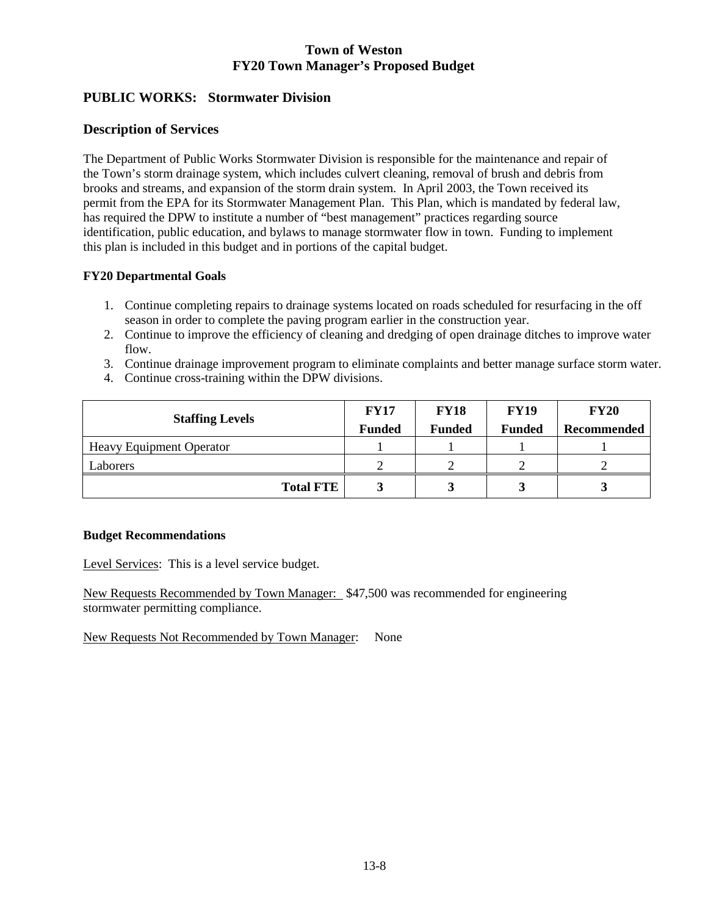# Town of Weston
# FY20 Town Manager's Proposed Budget

## PUBLIC WORKS: Stormwater Division

## Description of Services

The Department of Public Works Stormwater Division is responsible for the maintenance and repair of the Town's storm drainage system, which includes culvert cleaning, removal of brush and debris from brooks and streams, and expansion of the storm drain system. In April 2003, the Town received its permit from the EPA for its Stormwater Management Plan. This Plan, which is mandated by federal law, has required the DPW to institute a number of "best management" practices regarding source identification, public education, and bylaws to manage stormwater flow in town. Funding to implement this plan is included in this budget and in portions of the capital budget.

### FY20 Departmental Goals

1. Continue completing repairs to drainage systems located on roads scheduled for resurfacing in the off season in order to complete the paving program earlier in the construction year.
2. Continue to improve the efficiency of cleaning and dredging of open drainage ditches to improve water flow.
3. Continue drainage improvement program to eliminate complaints and better manage surface storm water.
4. Continue cross-training within the DPW divisions.

| Staffing Levels | FY17 Funded | FY18 Funded | FY19 Funded | FY20 Recommended |
|---|---|---|---|---|
| Heavy Equipment Operator | 1 | 1 | 1 | 1 |
| Laborers | 2 | 2 | 2 | 2 |
| **Total FTE** | **3** | **3** | **3** | **3** |

### Budget Recommendations

Level Services: This is a level service budget.

New Requests Recommended by Town Manager: $47,500 was recommended for engineering stormwater permitting compliance.

New Requests Not Recommended by Town Manager: None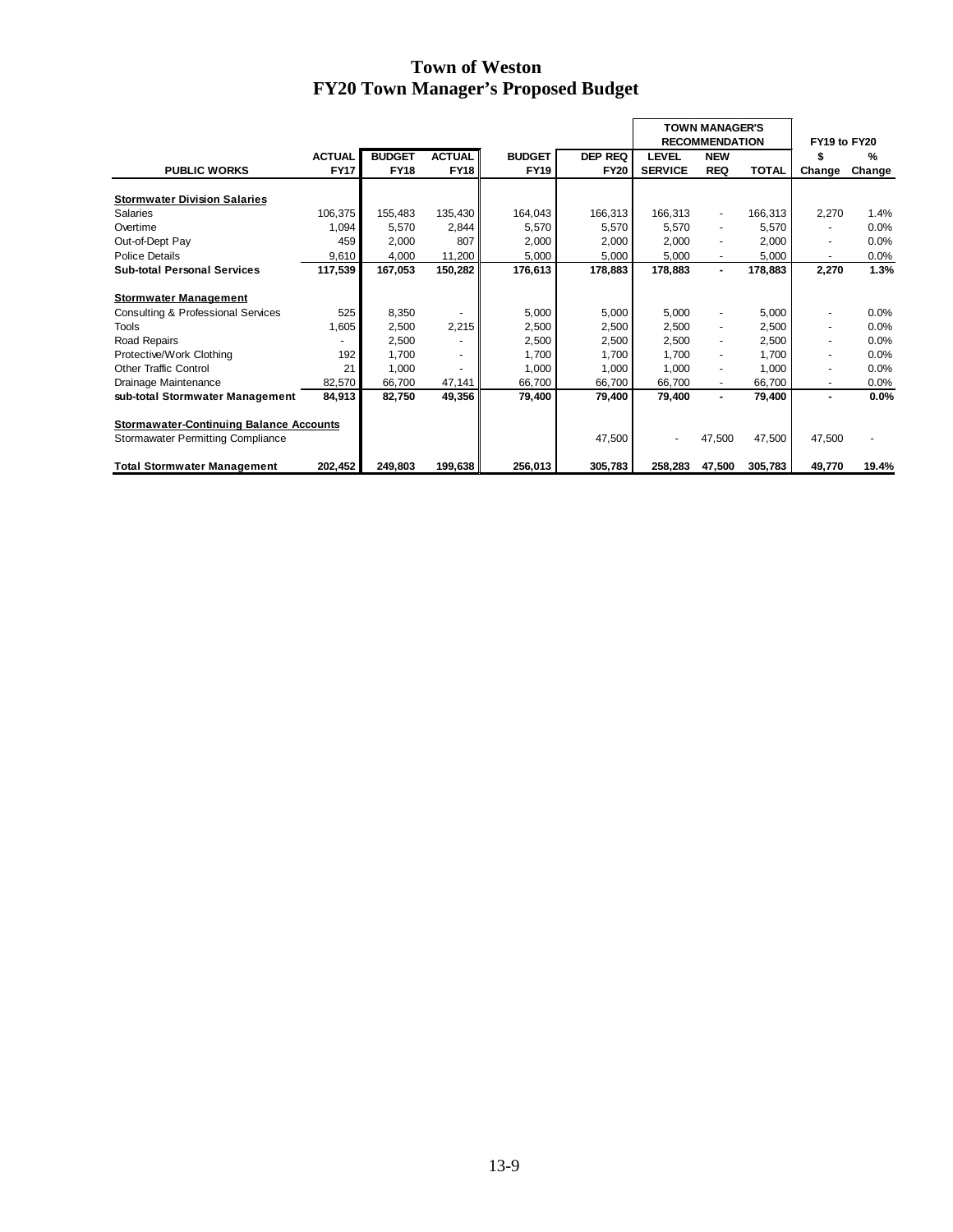# Town of Weston
## FY20 Town Manager's Proposed Budget

| | | | | | | TOWN MANAGER'S RECOMMENDATION | | | FY19 to FY20 | |
|---|---|---|---|---|---|---|---|---|---|---|
| **PUBLIC WORKS** | **ACTUAL FY17** | **BUDGET FY18** | **ACTUAL FY18** | **BUDGET FY19** | **DEP REQ FY20** | **LEVEL SERVICE** | **NEW REQ** | **TOTAL** | **$ Change** | **% Change** |
| **Stormwater Division Salaries** | | | | | | | | | | |
| Salaries | 106,375 | 155,483 | 135,430 | 164,043 | 166,313 | 166,313 | - | 166,313 | 2,270 | 1.4% |
| Overtime | 1,094 | 5,570 | 2,844 | 5,570 | 5,570 | 5,570 | - | 5,570 | - | 0.0% |
| Out-of-Dept Pay | 459 | 2,000 | 807 | 2,000 | 2,000 | 2,000 | - | 2,000 | - | 0.0% |
| Police Details | 9,610 | 4,000 | 11,200 | 5,000 | 5,000 | 5,000 | - | 5,000 | - | 0.0% |
| **Sub-total Personal Services** | **117,539** | **167,053** | **150,282** | **176,613** | **178,883** | **178,883** | **-** | **178,883** | **2,270** | **1.3%** |
| **Stormwater Management** | | | | | | | | | | |
| Consulting & Professional Services | 525 | 8,350 | - | 5,000 | 5,000 | 5,000 | - | 5,000 | - | 0.0% |
| Tools | 1,605 | 2,500 | 2,215 | 2,500 | 2,500 | 2,500 | - | 2,500 | - | 0.0% |
| Road Repairs | - | 2,500 | - | 2,500 | 2,500 | 2,500 | - | 2,500 | - | 0.0% |
| Protective/Work Clothing | 192 | 1,700 | - | 1,700 | 1,700 | 1,700 | - | 1,700 | - | 0.0% |
| Other Traffic Control | 21 | 1,000 | - | 1,000 | 1,000 | 1,000 | - | 1,000 | - | 0.0% |
| Drainage Maintenance | 82,570 | 66,700 | 47,141 | 66,700 | 66,700 | 66,700 | - | 66,700 | - | 0.0% |
| **sub-total Stormwater Management** | **84,913** | **82,750** | **49,356** | **79,400** | **79,400** | **79,400** | **-** | **79,400** | **-** | **0.0%** |
| **Stormwater-Continuing Balance Accounts** | | | | | | | | | | |
| Stormawater Permitting Compliance | | | | | 47,500 | - | 47,500 | 47,500 | 47,500 | - |
| **Total Stormwater Management** | **202,452** | **249,803** | **199,638** | **256,013** | **305,783** | **258,283** | **47,500** | **305,783** | **49,770** | **19.4%** |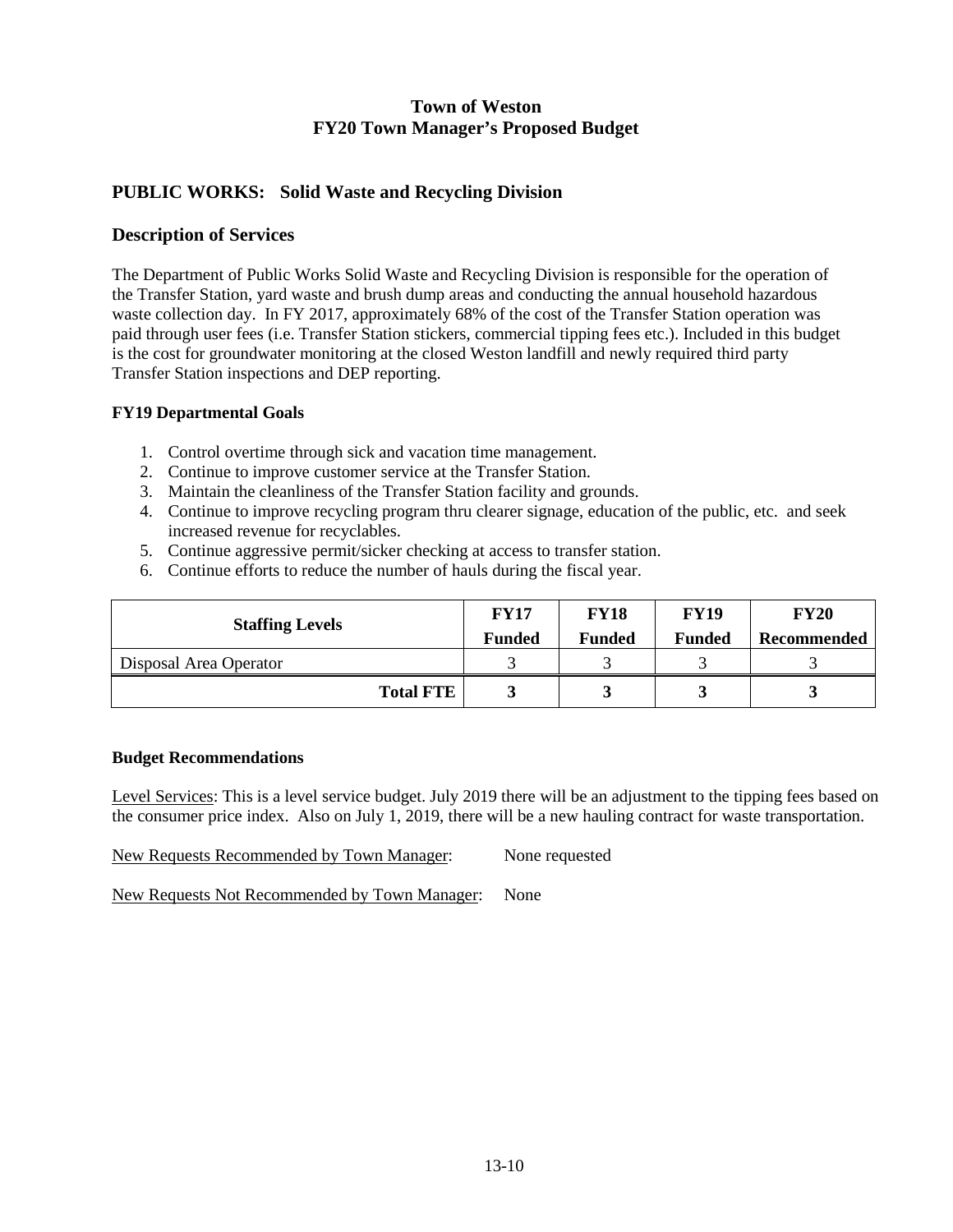**Town of Weston**
**FY20 Town Manager's Proposed Budget**

## PUBLIC WORKS: Solid Waste and Recycling Division

### Description of Services

The Department of Public Works Solid Waste and Recycling Division is responsible for the operation of the Transfer Station, yard waste and brush dump areas and conducting the annual household hazardous waste collection day. In FY 2017, approximately 68% of the cost of the Transfer Station operation was paid through user fees (i.e. Transfer Station stickers, commercial tipping fees etc.). Included in this budget is the cost for groundwater monitoring at the closed Weston landfill and newly required third party Transfer Station inspections and DEP reporting.

**FY19 Departmental Goals**

1. Control overtime through sick and vacation time management.
2. Continue to improve customer service at the Transfer Station.
3. Maintain the cleanliness of the Transfer Station facility and grounds.
4. Continue to improve recycling program thru clearer signage, education of the public, etc. and seek increased revenue for recyclables.
5. Continue aggressive permit/sicker checking at access to transfer station.
6. Continue efforts to reduce the number of hauls during the fiscal year.

| Staffing Levels | FY17 Funded | FY18 Funded | FY19 Funded | FY20 Recommended |
|---|---|---|---|---|
| Disposal Area Operator | 3 | 3 | 3 | 3 |
| **Total FTE** | **3** | **3** | **3** | **3** |

**Budget Recommendations**

Level Services: This is a level service budget. July 2019 there will be an adjustment to the tipping fees based on the consumer price index. Also on July 1, 2019, there will be a new hauling contract for waste transportation.

New Requests Recommended by Town Manager: None requested

New Requests Not Recommended by Town Manager: None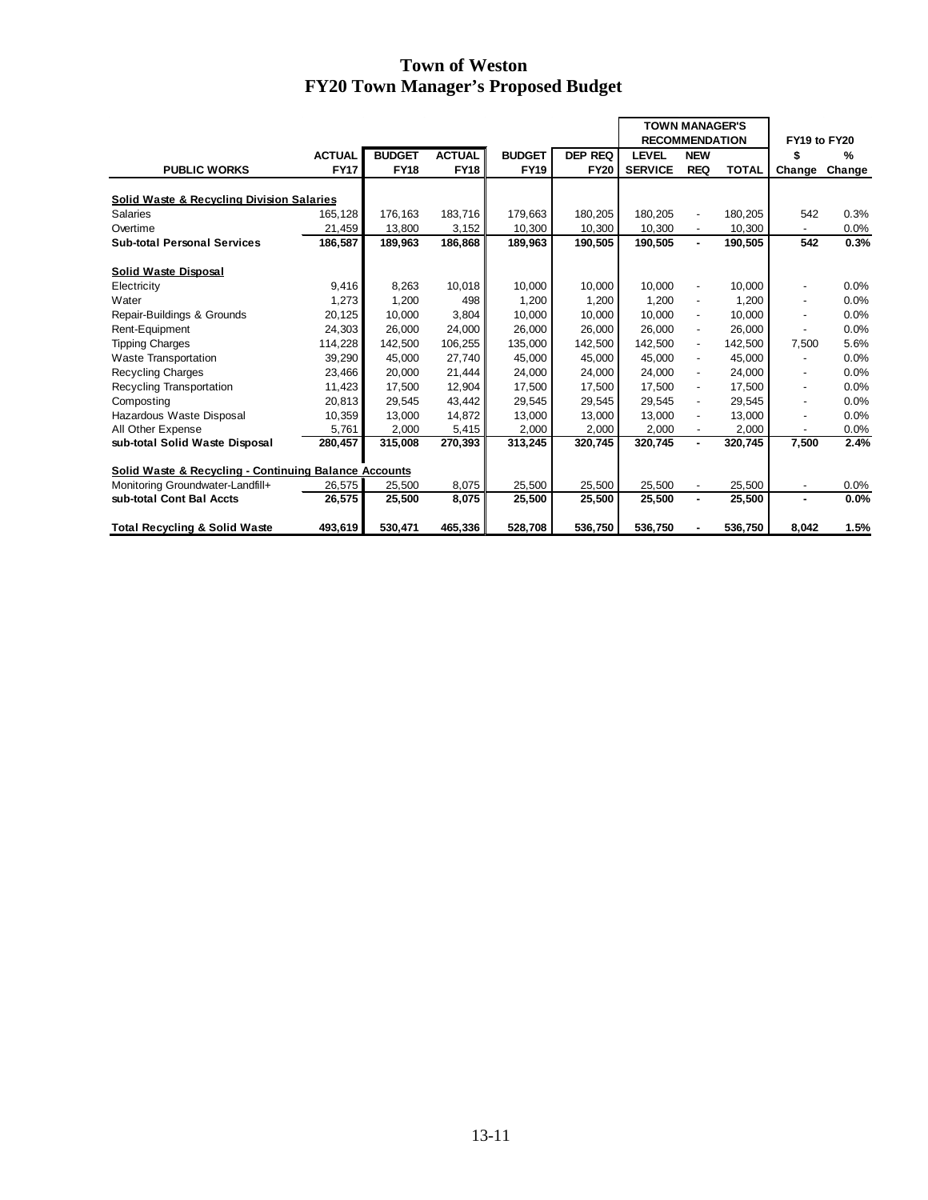# Town of Weston
## FY20 Town Manager's Proposed Budget

| PUBLIC WORKS | ACTUAL FY17 | BUDGET FY18 | ACTUAL FY18 | BUDGET FY19 | DEP REQ FY20 | TOWN MANAGER'S RECOMMENDATION LEVEL SERVICE | NEW REQ | TOTAL | FY19 to FY20 $ Change | % Change |
|---|---|---|---|---|---|---|---|---|---|---|
| **Solid Waste & Recycling Division Salaries** | | | | | | | | | | |
| Salaries | 165,128 | 176,163 | 183,716 | 179,663 | 180,205 | 180,205 | - | 180,205 | 542 | 0.3% |
| Overtime | 21,459 | 13,800 | 3,152 | 10,300 | 10,300 | 10,300 | - | 10,300 | - | 0.0% |
| **Sub-total Personal Services** | **186,587** | **189,963** | **186,868** | **189,963** | **190,505** | **190,505** | **-** | **190,505** | **542** | **0.3%** |
| **Solid Waste Disposal** | | | | | | | | | | |
| Electricity | 9,416 | 8,263 | 10,018 | 10,000 | 10,000 | 10,000 | - | 10,000 | - | 0.0% |
| Water | 1,273 | 1,200 | 498 | 1,200 | 1,200 | 1,200 | - | 1,200 | - | 0.0% |
| Repair-Buildings & Grounds | 20,125 | 10,000 | 3,804 | 10,000 | 10,000 | 10,000 | - | 10,000 | - | 0.0% |
| Rent-Equipment | 24,303 | 26,000 | 24,000 | 26,000 | 26,000 | 26,000 | - | 26,000 | - | 0.0% |
| Tipping Charges | 114,228 | 142,500 | 106,255 | 135,000 | 142,500 | 142,500 | - | 142,500 | 7,500 | 5.6% |
| Waste Transportation | 39,290 | 45,000 | 27,740 | 45,000 | 45,000 | 45,000 | - | 45,000 | - | 0.0% |
| Recycling Charges | 23,466 | 20,000 | 21,444 | 24,000 | 24,000 | 24,000 | - | 24,000 | - | 0.0% |
| Recycling Transportation | 11,423 | 17,500 | 12,904 | 17,500 | 17,500 | 17,500 | - | 17,500 | - | 0.0% |
| Composting | 20,813 | 29,545 | 43,442 | 29,545 | 29,545 | 29,545 | - | 29,545 | - | 0.0% |
| Hazardous Waste Disposal | 10,359 | 13,000 | 14,872 | 13,000 | 13,000 | 13,000 | - | 13,000 | - | 0.0% |
| All Other Expense | 5,761 | 2,000 | 5,415 | 2,000 | 2,000 | 2,000 | - | 2,000 | - | 0.0% |
| **sub-total Solid Waste Disposal** | **280,457** | **315,008** | **270,393** | **313,245** | **320,745** | **320,745** | **-** | **320,745** | **7,500** | **2.4%** |
| **Solid Waste & Recycling - Continuing Balance Accounts** | | | | | | | | | | |
| Monitoring Groundwater-Landfill+ | 26,575 | 25,500 | 8,075 | 25,500 | 25,500 | 25,500 | - | 25,500 | - | 0.0% |
| **sub-total Cont Bal Accts** | **26,575** | **25,500** | **8,075** | **25,500** | **25,500** | **25,500** | **-** | **25,500** | **-** | **0.0%** |
| **Total Recycling & Solid Waste** | **493,619** | **530,471** | **465,336** | **528,708** | **536,750** | **536,750** | **-** | **536,750** | **8,042** | **1.5%** |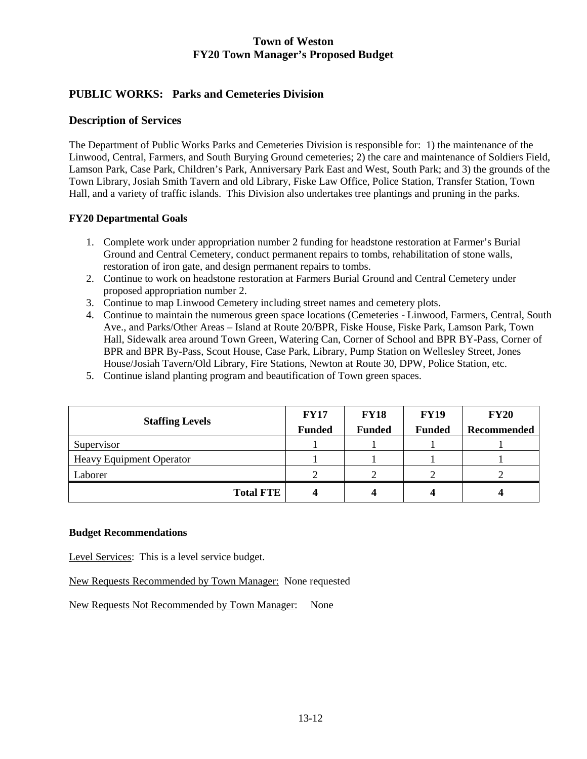# Town of Weston
## FY20 Town Manager's Proposed Budget

## PUBLIC WORKS: Parks and Cemeteries Division

## Description of Services

The Department of Public Works Parks and Cemeteries Division is responsible for: 1) the maintenance of the Linwood, Central, Farmers, and South Burying Ground cemeteries; 2) the care and maintenance of Soldiers Field, Lamson Park, Case Park, Children's Park, Anniversary Park East and West, South Park; and 3) the grounds of the Town Library, Josiah Smith Tavern and old Library, Fiske Law Office, Police Station, Transfer Station, Town Hall, and a variety of traffic islands. This Division also undertakes tree plantings and pruning in the parks.

### FY20 Departmental Goals

1. Complete work under appropriation number 2 funding for headstone restoration at Farmer's Burial Ground and Central Cemetery, conduct permanent repairs to tombs, rehabilitation of stone walls, restoration of iron gate, and design permanent repairs to tombs.
2. Continue to work on headstone restoration at Farmers Burial Ground and Central Cemetery under proposed appropriation number 2.
3. Continue to map Linwood Cemetery including street names and cemetery plots.
4. Continue to maintain the numerous green space locations (Cemeteries - Linwood, Farmers, Central, South Ave., and Parks/Other Areas – Island at Route 20/BPR, Fiske House, Fiske Park, Lamson Park, Town Hall, Sidewalk area around Town Green, Watering Can, Corner of School and BPR BY-Pass, Corner of BPR and BPR By-Pass, Scout House, Case Park, Library, Pump Station on Wellesley Street, Jones House/Josiah Tavern/Old Library, Fire Stations, Newton at Route 30, DPW, Police Station, etc.
5. Continue island planting program and beautification of Town green spaces.

| Staffing Levels | FY17 Funded | FY18 Funded | FY19 Funded | FY20 Recommended |
|---|---|---|---|---|
| Supervisor | 1 | 1 | 1 | 1 |
| Heavy Equipment Operator | 1 | 1 | 1 | 1 |
| Laborer | 2 | 2 | 2 | 2 |
| **Total FTE** | **4** | **4** | **4** | **4** |

### Budget Recommendations

Level Services: This is a level service budget.

New Requests Recommended by Town Manager: None requested

New Requests Not Recommended by Town Manager: None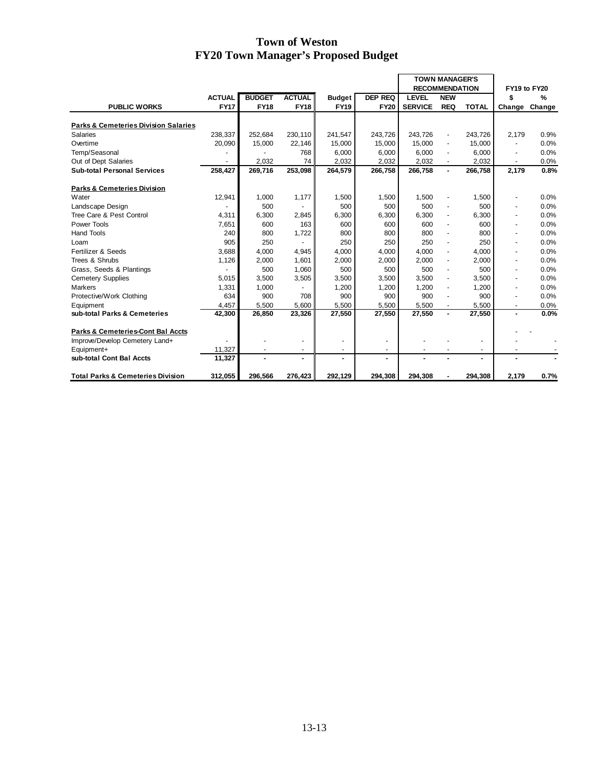# Town of Weston
## FY20 Town Manager's Proposed Budget

| PUBLIC WORKS | ACTUAL FY17 | BUDGET FY18 | ACTUAL FY18 | Budget FY19 | DEP REQ FY20 | TOWN MANAGER'S RECOMMENDATION LEVEL SERVICE | NEW REQ | TOTAL | FY19 to FY20 $ Change | % Change |
|---|---|---|---|---|---|---|---|---|---|---|
| **Parks & Cemeteries Division Salaries** | | | | | | | | | | |
| Salaries | 238,337 | 252,684 | 230,110 | 241,547 | 243,726 | 243,726 | - | 243,726 | 2,179 | 0.9% |
| Overtime | 20,090 | 15,000 | 22,146 | 15,000 | 15,000 | 15,000 | - | 15,000 | - | 0.0% |
| Temp/Seasonal | - | - | 768 | 6,000 | 6,000 | 6,000 | - | 6,000 | - | 0.0% |
| Out of Dept Salaries | - | 2,032 | 74 | 2,032 | 2,032 | 2,032 | - | 2,032 | - | 0.0% |
| **Sub-total Personal Services** | **258,427** | **269,716** | **253,098** | **264,579** | **266,758** | **266,758** | **-** | **266,758** | **2,179** | **0.8%** |
| **Parks & Cemeteries Division** | | | | | | | | | | |
| Water | 12,941 | 1,000 | 1,177 | 1,500 | 1,500 | 1,500 | - | 1,500 | - | 0.0% |
| Landscape Design | - | 500 | - | 500 | 500 | 500 | - | 500 | - | 0.0% |
| Tree Care & Pest Control | 4,311 | 6,300 | 2,845 | 6,300 | 6,300 | 6,300 | - | 6,300 | - | 0.0% |
| Power Tools | 7,651 | 600 | 163 | 600 | 600 | 600 | - | 600 | - | 0.0% |
| Hand Tools | 240 | 800 | 1,722 | 800 | 800 | 800 | - | 800 | - | 0.0% |
| Loam | 905 | 250 | - | 250 | 250 | 250 | - | 250 | - | 0.0% |
| Fertilizer & Seeds | 3,688 | 4,000 | 4,945 | 4,000 | 4,000 | 4,000 | - | 4,000 | - | 0.0% |
| Trees & Shrubs | 1,126 | 2,000 | 1,601 | 2,000 | 2,000 | 2,000 | - | 2,000 | - | 0.0% |
| Grass, Seeds & Plantings | - | 500 | 1,060 | 500 | 500 | 500 | - | 500 | - | 0.0% |
| Cemetery Supplies | 5,015 | 3,500 | 3,505 | 3,500 | 3,500 | 3,500 | - | 3,500 | - | 0.0% |
| Markers | 1,331 | 1,000 | - | 1,200 | 1,200 | 1,200 | - | 1,200 | - | 0.0% |
| Protective/Work Clothing | 634 | 900 | 708 | 900 | 900 | 900 | - | 900 | - | 0.0% |
| Equipment | 4,457 | 5,500 | 5,600 | 5,500 | 5,500 | 5,500 | - | 5,500 | - | 0.0% |
| **sub-total Parks & Cemeteries** | **42,300** | **26,850** | **23,326** | **27,550** | **27,550** | **27,550** | **-** | **27,550** | **-** | **0.0%** |
| **Parks & Cemeteries-Cont Bal Accts** | | | | | | | | | - | - |
| Improve/Develop Cemetery Land+ | - | - | - | - | - | - | - | - | - | - |
| Equipment+ | 11,327 | - | - | - | - | - | - | - | - | - |
| **sub-total Cont Bal Accts** | **11,327** | **-** | **-** | **-** | **-** | **-** | **-** | **-** | **-** | **-** |
| **Total Parks & Cemeteries Division** | **312,055** | **296,566** | **276,423** | **292,129** | **294,308** | **294,308** | **-** | **294,308** | **2,179** | **0.7%** |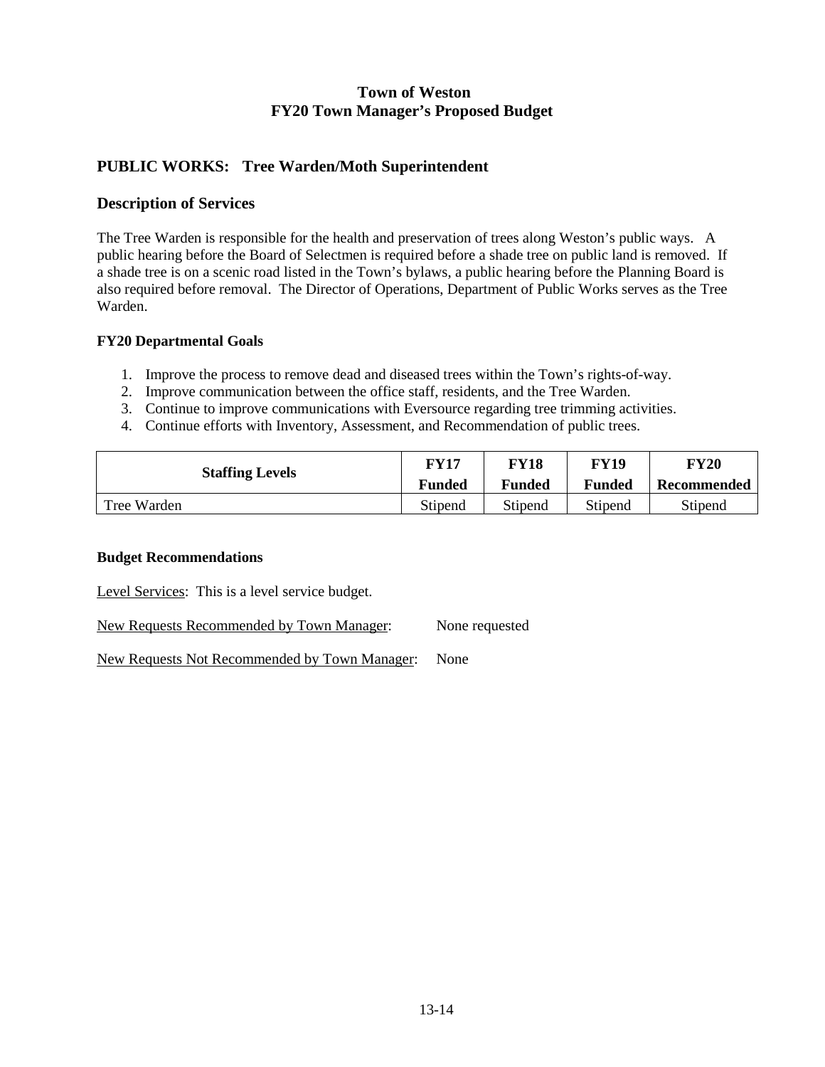**Town of Weston**
**FY20 Town Manager's Proposed Budget**

## PUBLIC WORKS: Tree Warden/Moth Superintendent

## Description of Services

The Tree Warden is responsible for the health and preservation of trees along Weston's public ways. A public hearing before the Board of Selectmen is required before a shade tree on public land is removed. If a shade tree is on a scenic road listed in the Town's bylaws, a public hearing before the Planning Board is also required before removal. The Director of Operations, Department of Public Works serves as the Tree Warden.

### FY20 Departmental Goals

1. Improve the process to remove dead and diseased trees within the Town's rights-of-way.
2. Improve communication between the office staff, residents, and the Tree Warden.
3. Continue to improve communications with Eversource regarding tree trimming activities.
4. Continue efforts with Inventory, Assessment, and Recommendation of public trees.

| Staffing Levels | FY17 Funded | FY18 Funded | FY19 Funded | FY20 Recommended |
|---|---|---|---|---|
| Tree Warden | Stipend | Stipend | Stipend | Stipend |

### Budget Recommendations

Level Services: This is a level service budget.

New Requests Recommended by Town Manager: None requested

New Requests Not Recommended by Town Manager: None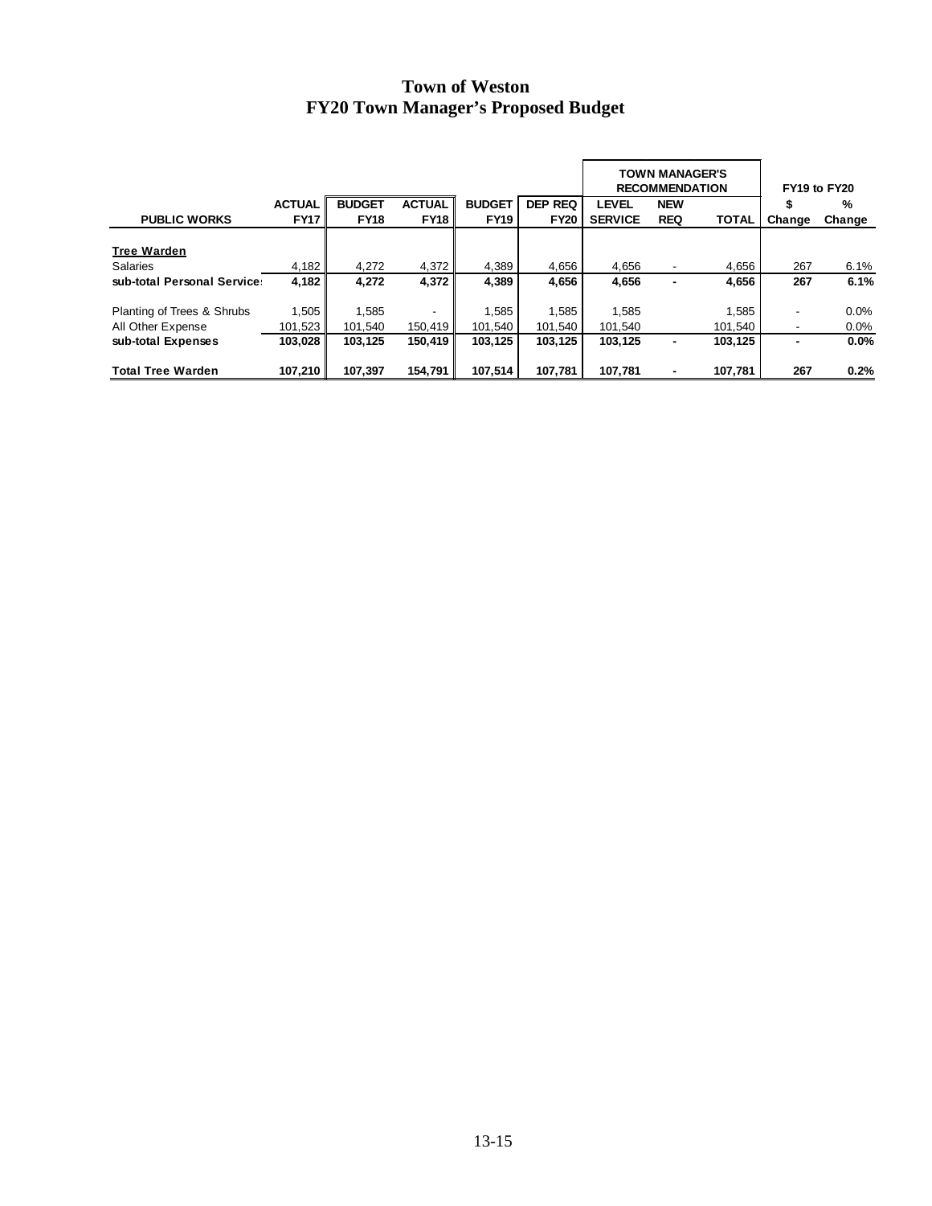# Town of Weston
# FY20 Town Manager's Proposed Budget

| PUBLIC WORKS | ACTUAL FY17 | BUDGET FY18 | ACTUAL FY18 | BUDGET FY19 | DEP REQ FY20 | TOWN MANAGER'S RECOMMENDATION LEVEL SERVICE | NEW REQ | TOTAL | FY19 to FY20 $ Change | % Change |
|---|---|---|---|---|---|---|---|---|---|---|
| **Tree Warden** | | | | | | | | | | |
| Salaries | 4,182 | 4,272 | 4,372 | 4,389 | 4,656 | 4,656 | - | 4,656 | 267 | 6.1% |
| **sub-total Personal Services** | **4,182** | **4,272** | **4,372** | **4,389** | **4,656** | **4,656** | **-** | **4,656** | **267** | **6.1%** |
| Planting of Trees & Shrubs | 1,505 | 1,585 | - | 1,585 | 1,585 | 1,585 | | 1,585 | - | 0.0% |
| All Other Expense | 101,523 | 101,540 | 150,419 | 101,540 | 101,540 | 101,540 | | 101,540 | - | 0.0% |
| **sub-total Expenses** | **103,028** | **103,125** | **150,419** | **103,125** | **103,125** | **103,125** | **-** | **103,125** | **-** | **0.0%** |
| **Total Tree Warden** | **107,210** | **107,397** | **154,791** | **107,514** | **107,781** | **107,781** | **-** | **107,781** | **267** | **0.2%** |